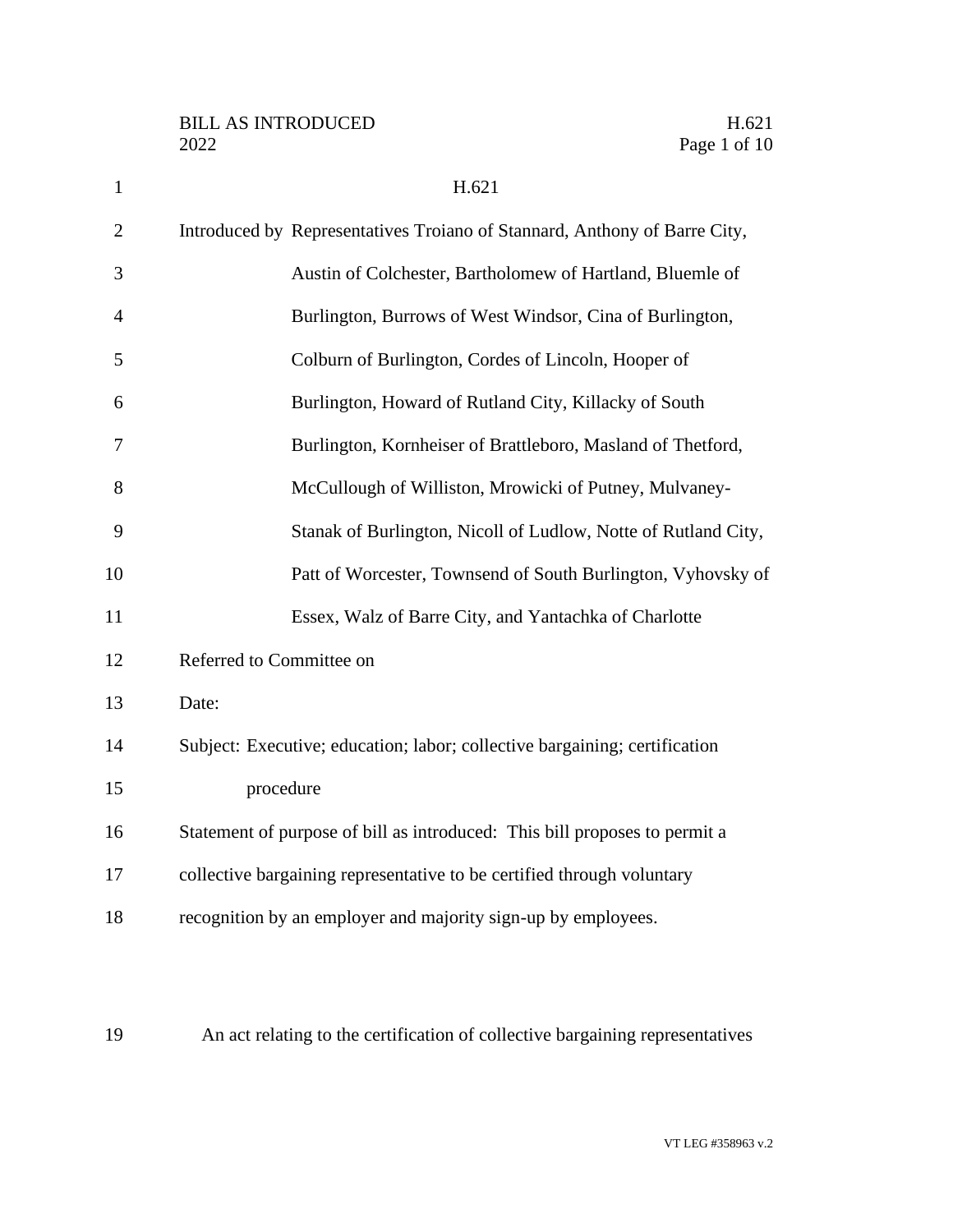# H.621

Introduced by Representatives Troiano of Stannard, Anthony of Barre City, Austin of Colchester, Bartholomew of Hartland, Bluemle of Burlington, Burrows of West Windsor, Cina of Burlington, Colburn of Burlington, Cordes of Lincoln, Hooper of Burlington, Howard of Rutland City, Killacky of South Burlington, Kornheiser of Brattleboro, Masland of Thetford, McCullough of Williston, Mrowicki of Putney, Mulvaney-Stanak of Burlington, Nicoll of Ludlow, Notte of Rutland City, Patt of Worcester, Townsend of South Burlington, Vyhovsky of Essex, Walz of Barre City, and Yantachka of Charlotte

Referred to Committee on

Date:

Subject: Executive; education; labor; collective bargaining; certification procedure

Statement of purpose of bill as introduced: This bill proposes to permit a collective bargaining representative to be certified through voluntary recognition by an employer and majority sign-up by employees.

An act relating to the certification of collective bargaining representatives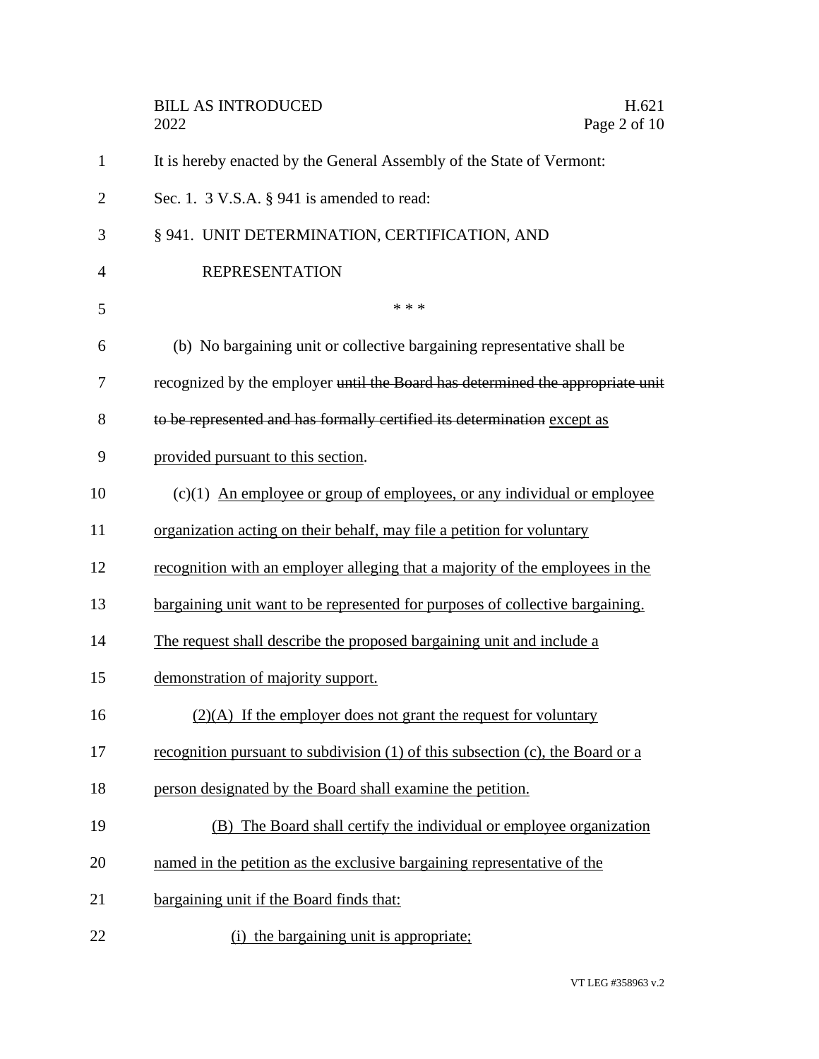It is hereby enacted by the General Assembly of the State of Vermont:

Sec. 1. 3 V.S.A. § 941 is amended to read:

§ 941. UNIT DETERMINATION, CERTIFICATION, AND REPRESENTATION

\* \* \*

(b) No bargaining unit or collective bargaining representative shall be recognized by the employer ~~until the Board has determined the appropriate unit to be represented and has formally certified its determination~~ <u>except as provided pursuant to this section</u>.

(c)(1) <u>An employee or group of employees, or any individual or employee organization acting on their behalf, may file a petition for voluntary recognition with an employer alleging that a majority of the employees in the bargaining unit want to be represented for purposes of collective bargaining. The request shall describe the proposed bargaining unit and include a demonstration of majority support.</u>

<u>(2)(A) If the employer does not grant the request for voluntary recognition pursuant to subdivision (1) of this subsection (c), the Board or a person designated by the Board shall examine the petition.</u>

<u>(B) The Board shall certify the individual or employee organization named in the petition as the exclusive bargaining representative of the bargaining unit if the Board finds that:</u>

<u>(i) the bargaining unit is appropriate;</u>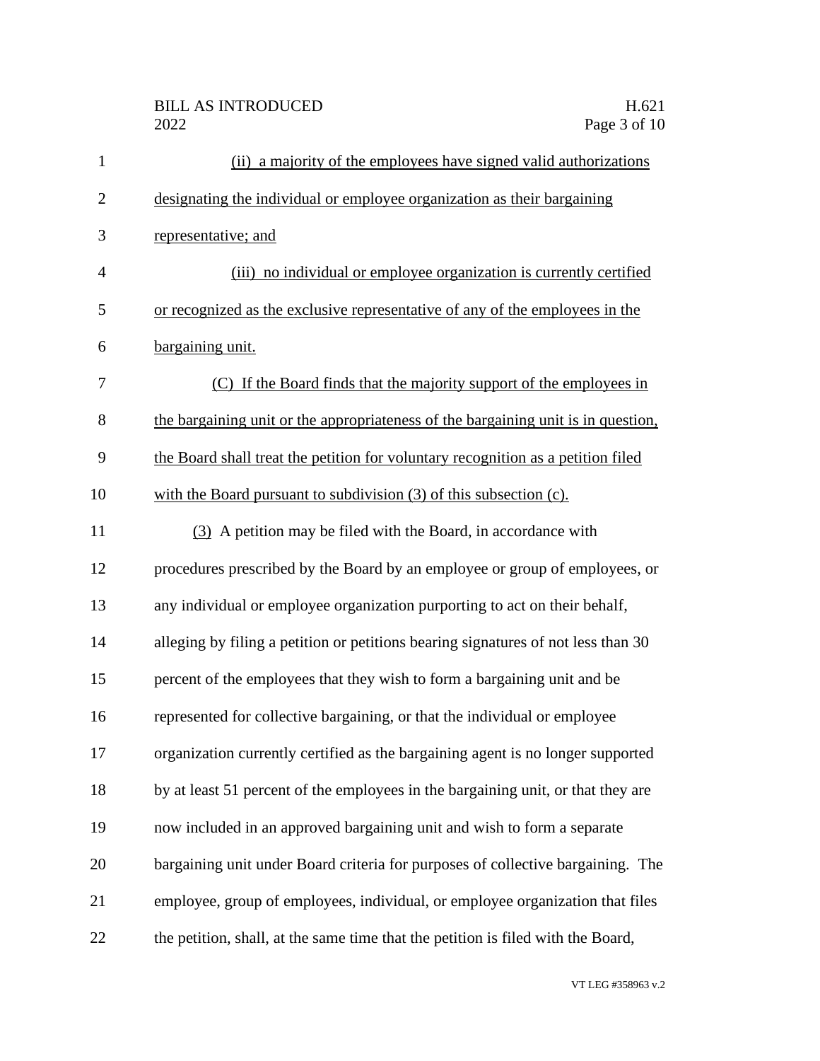(ii) a majority of the employees have signed valid authorizations designating the individual or employee organization as their bargaining representative; and

(iii) no individual or employee organization is currently certified or recognized as the exclusive representative of any of the employees in the bargaining unit.

(C) If the Board finds that the majority support of the employees in the bargaining unit or the appropriateness of the bargaining unit is in question, the Board shall treat the petition for voluntary recognition as a petition filed with the Board pursuant to subdivision (3) of this subsection (c).

(3) A petition may be filed with the Board, in accordance with procedures prescribed by the Board by an employee or group of employees, or any individual or employee organization purporting to act on their behalf, alleging by filing a petition or petitions bearing signatures of not less than 30 percent of the employees that they wish to form a bargaining unit and be represented for collective bargaining, or that the individual or employee organization currently certified as the bargaining agent is no longer supported by at least 51 percent of the employees in the bargaining unit, or that they are now included in an approved bargaining unit and wish to form a separate bargaining unit under Board criteria for purposes of collective bargaining. The employee, group of employees, individual, or employee organization that files the petition, shall, at the same time that the petition is filed with the Board,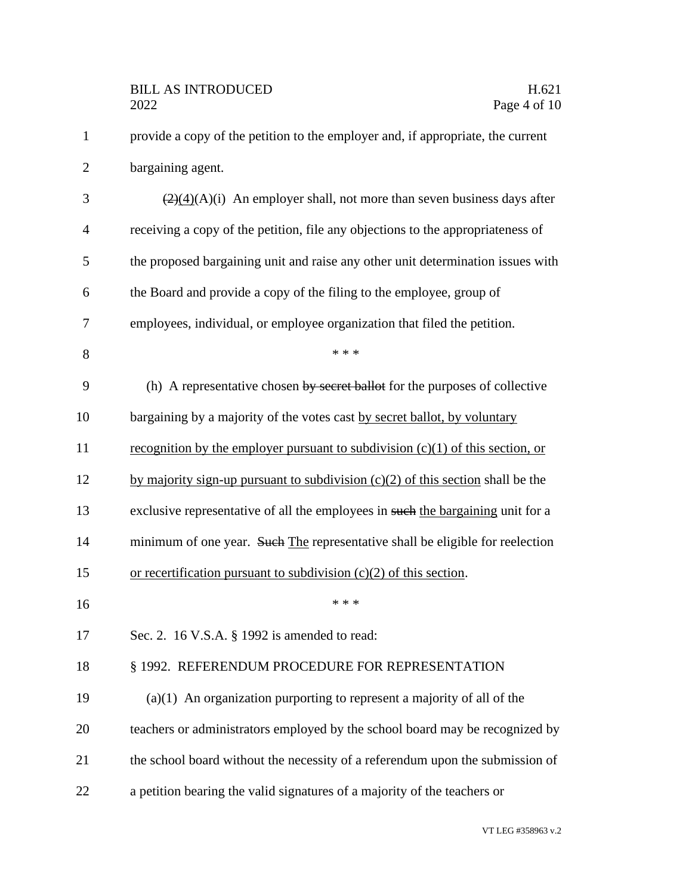provide a copy of the petition to the employer and, if appropriate, the current bargaining agent.

~~(2)~~(4)(A)(i) An employer shall, not more than seven business days after receiving a copy of the petition, file any objections to the appropriateness of the proposed bargaining unit and raise any other unit determination issues with the Board and provide a copy of the filing to the employee, group of employees, individual, or employee organization that filed the petition.

\* \* \*

(h) A representative chosen ~~by secret ballot~~ for the purposes of collective bargaining by a majority of the votes cast <u>by secret ballot, by voluntary recognition by the employer pursuant to subdivision (c)(1) of this section, or by majority sign-up pursuant to subdivision (c)(2) of this section</u> shall be the exclusive representative of all the employees in ~~such~~ <u>the bargaining</u> unit for a minimum of one year. ~~Such~~ <u>The</u> representative shall be eligible for reelection <u>or recertification pursuant to subdivision (c)(2) of this section</u>.

\* \* \*

Sec. 2. 16 V.S.A. § 1992 is amended to read:

§ 1992. REFERENDUM PROCEDURE FOR REPRESENTATION

(a)(1) An organization purporting to represent a majority of all of the teachers or administrators employed by the school board may be recognized by the school board without the necessity of a referendum upon the submission of a petition bearing the valid signatures of a majority of the teachers or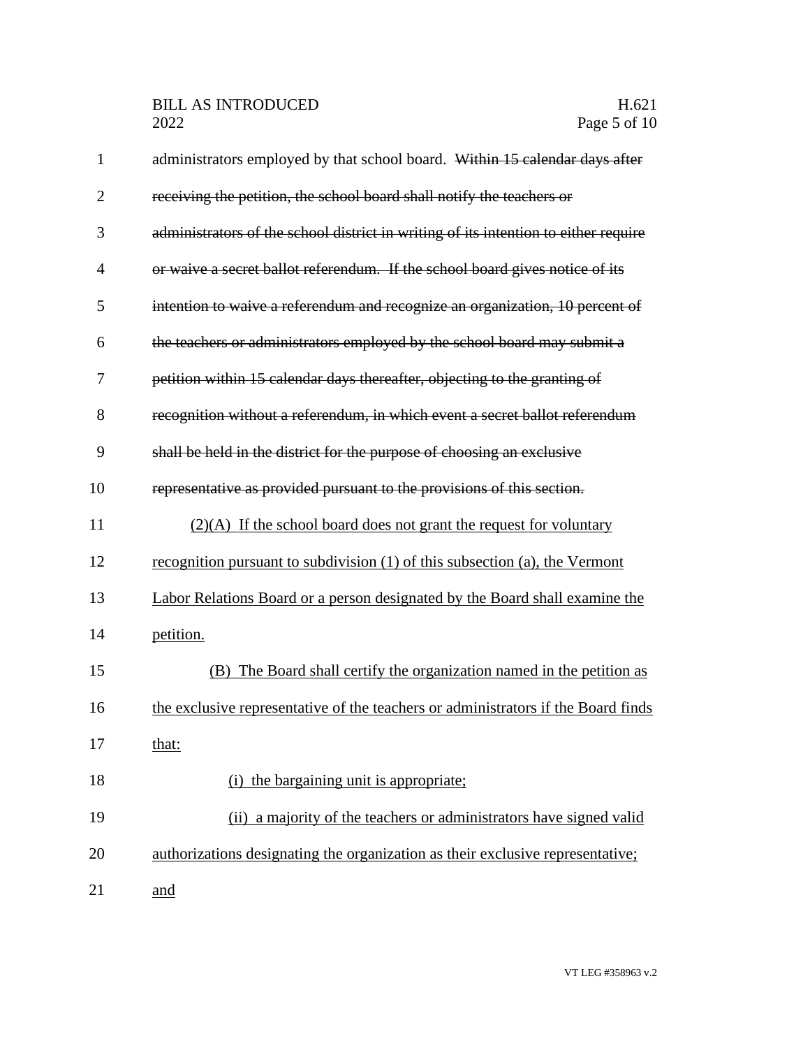administrators employed by that school board. ~~Within 15 calendar days after receiving the petition, the school board shall notify the teachers or administrators of the school district in writing of its intention to either require or waive a secret ballot referendum. If the school board gives notice of its intention to waive a referendum and recognize an organization, 10 percent of the teachers or administrators employed by the school board may submit a petition within 15 calendar days thereafter, objecting to the granting of recognition without a referendum, in which event a secret ballot referendum shall be held in the district for the purpose of choosing an exclusive representative as provided pursuant to the provisions of this section.~~

<u>(2)(A) If the school board does not grant the request for voluntary recognition pursuant to subdivision (1) of this subsection (a), the Vermont Labor Relations Board or a person designated by the Board shall examine the petition.</u>

<u>(B) The Board shall certify the organization named in the petition as the exclusive representative of the teachers or administrators if the Board finds that:</u>

<u>(i) the bargaining unit is appropriate;</u>

<u>(ii) a majority of the teachers or administrators have signed valid authorizations designating the organization as their exclusive representative; and</u>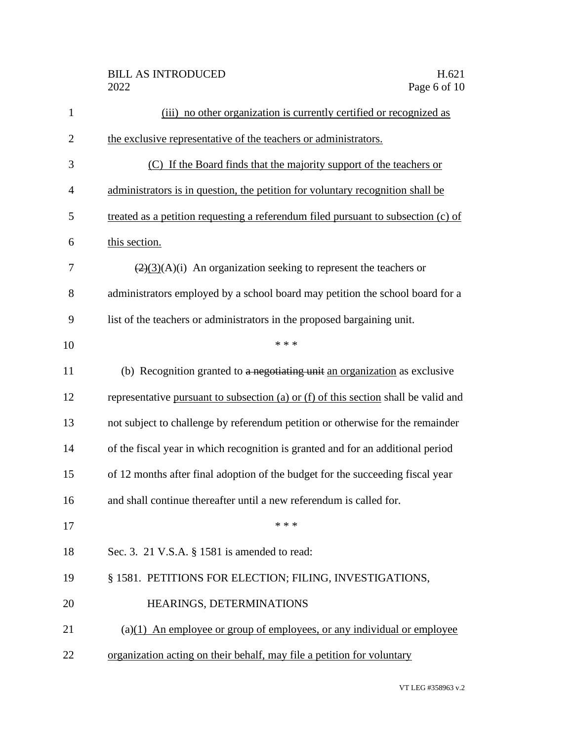(iii) no other organization is currently certified or recognized as the exclusive representative of the teachers or administrators.

(C) If the Board finds that the majority support of the teachers or administrators is in question, the petition for voluntary recognition shall be treated as a petition requesting a referendum filed pursuant to subsection (c) of this section.

~~(2)~~(3)(A)(i) An organization seeking to represent the teachers or administrators employed by a school board may petition the school board for a list of the teachers or administrators in the proposed bargaining unit.

\* \* \*

(b) Recognition granted to ~~a negotiating unit~~ an organization as exclusive representative pursuant to subsection (a) or (f) of this section shall be valid and not subject to challenge by referendum petition or otherwise for the remainder of the fiscal year in which recognition is granted and for an additional period of 12 months after final adoption of the budget for the succeeding fiscal year and shall continue thereafter until a new referendum is called for.

\* \* \*

Sec. 3. 21 V.S.A. § 1581 is amended to read:

§ 1581. PETITIONS FOR ELECTION; FILING, INVESTIGATIONS, HEARINGS, DETERMINATIONS

(a)(1) An employee or group of employees, or any individual or employee organization acting on their behalf, may file a petition for voluntary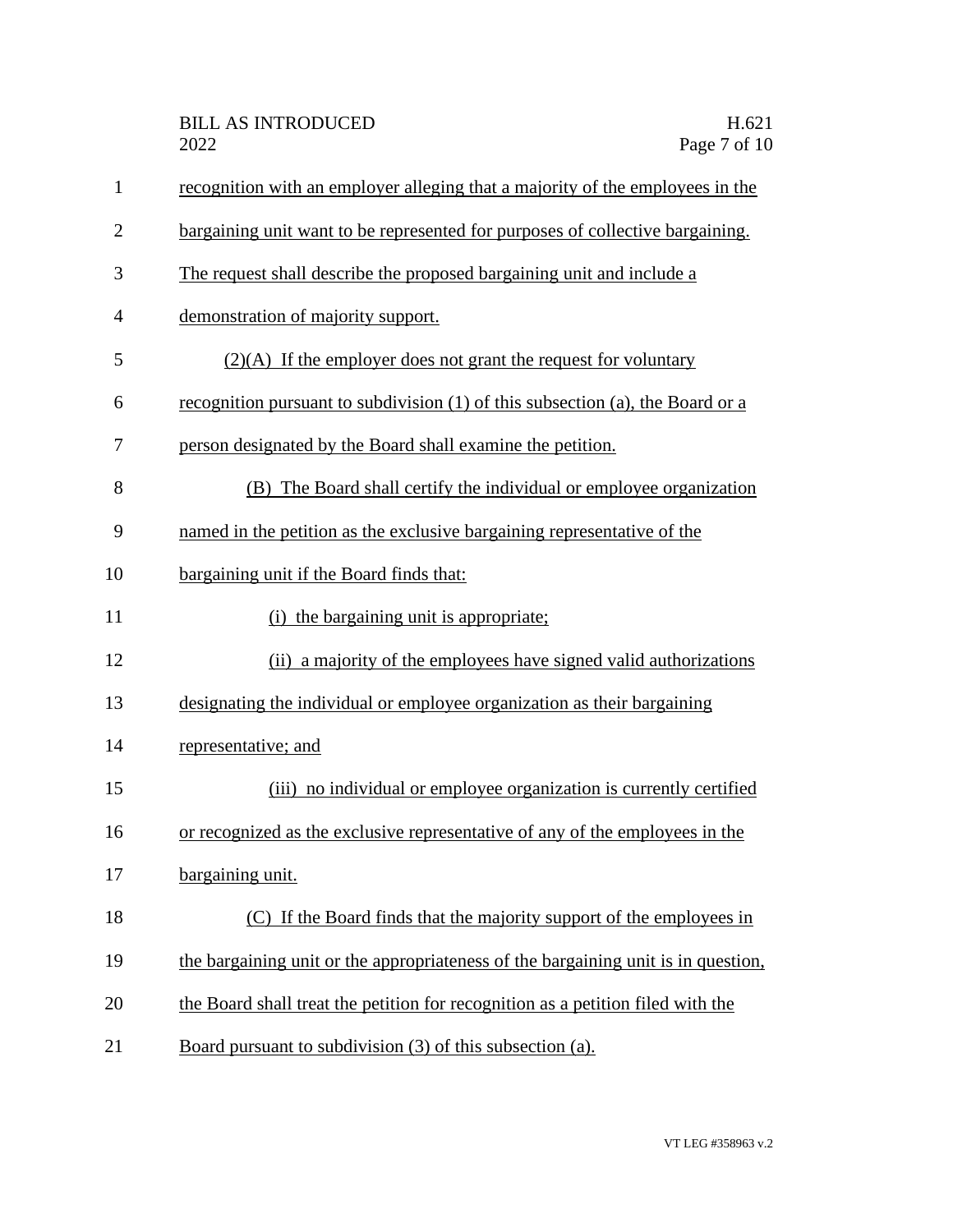recognition with an employer alleging that a majority of the employees in the bargaining unit want to be represented for purposes of collective bargaining. The request shall describe the proposed bargaining unit and include a demonstration of majority support.

(2)(A) If the employer does not grant the request for voluntary recognition pursuant to subdivision (1) of this subsection (a), the Board or a person designated by the Board shall examine the petition.

(B) The Board shall certify the individual or employee organization named in the petition as the exclusive bargaining representative of the bargaining unit if the Board finds that:

(i) the bargaining unit is appropriate;

(ii) a majority of the employees have signed valid authorizations designating the individual or employee organization as their bargaining representative; and

(iii) no individual or employee organization is currently certified or recognized as the exclusive representative of any of the employees in the bargaining unit.

(C) If the Board finds that the majority support of the employees in the bargaining unit or the appropriateness of the bargaining unit is in question, the Board shall treat the petition for recognition as a petition filed with the Board pursuant to subdivision (3) of this subsection (a).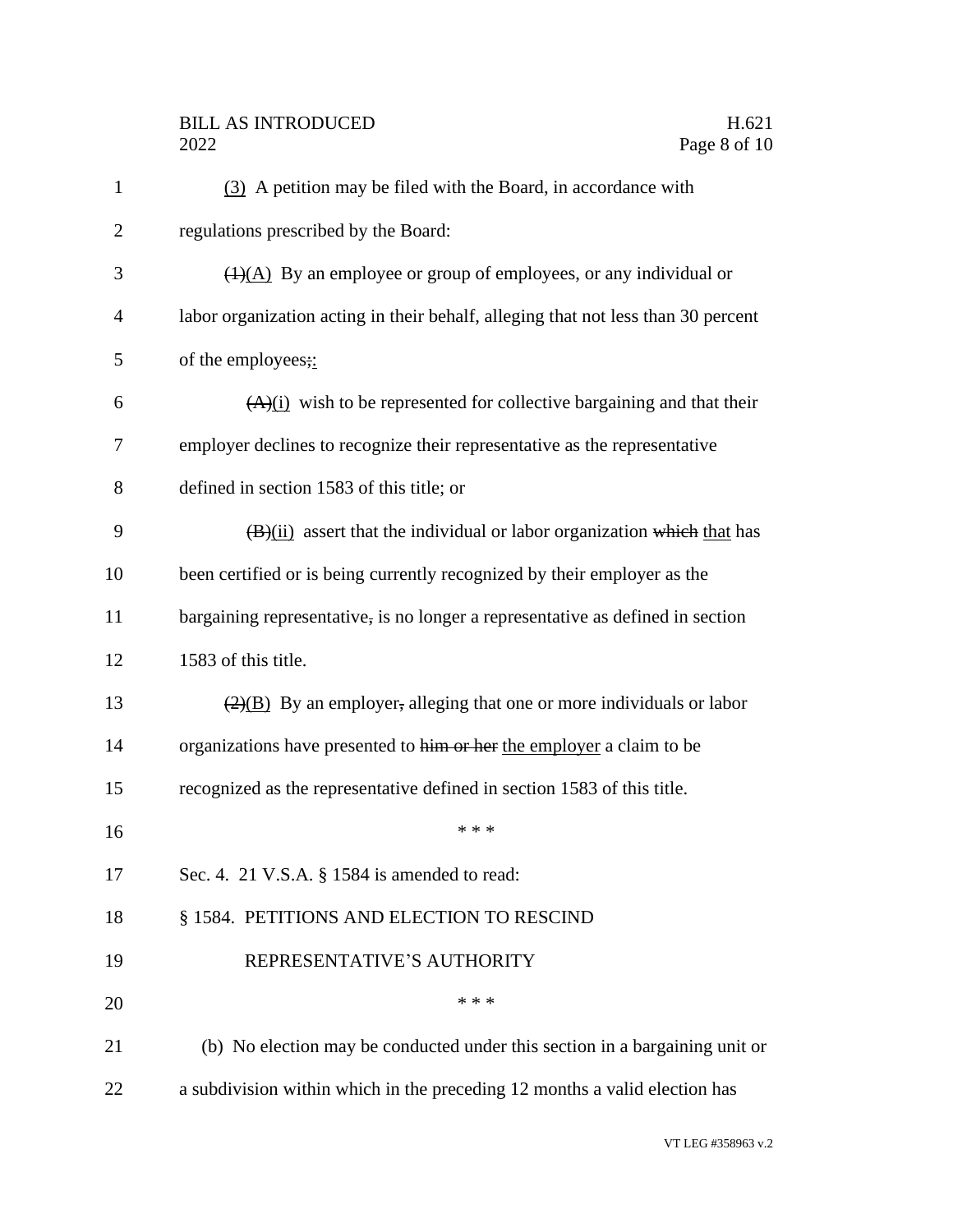(3) A petition may be filed with the Board, in accordance with regulations prescribed by the Board:

~~(1)~~(A) By an employee or group of employees, or any individual or labor organization acting in their behalf, alleging that not less than 30 percent of the employees~~;~~:

~~(A)~~(i) wish to be represented for collective bargaining and that their employer declines to recognize their representative as the representative defined in section 1583 of this title; or

~~(B)~~(ii) assert that the individual or labor organization ~~which~~ that has been certified or is being currently recognized by their employer as the bargaining representative~~,~~ is no longer a representative as defined in section 1583 of this title.

~~(2)~~(B) By an employer~~,~~ alleging that one or more individuals or labor organizations have presented to ~~him or her~~ the employer a claim to be recognized as the representative defined in section 1583 of this title.

\* \* \*

Sec. 4. 21 V.S.A. § 1584 is amended to read:

§ 1584. PETITIONS AND ELECTION TO RESCIND REPRESENTATIVE'S AUTHORITY

\* \* \*

(b) No election may be conducted under this section in a bargaining unit or a subdivision within which in the preceding 12 months a valid election has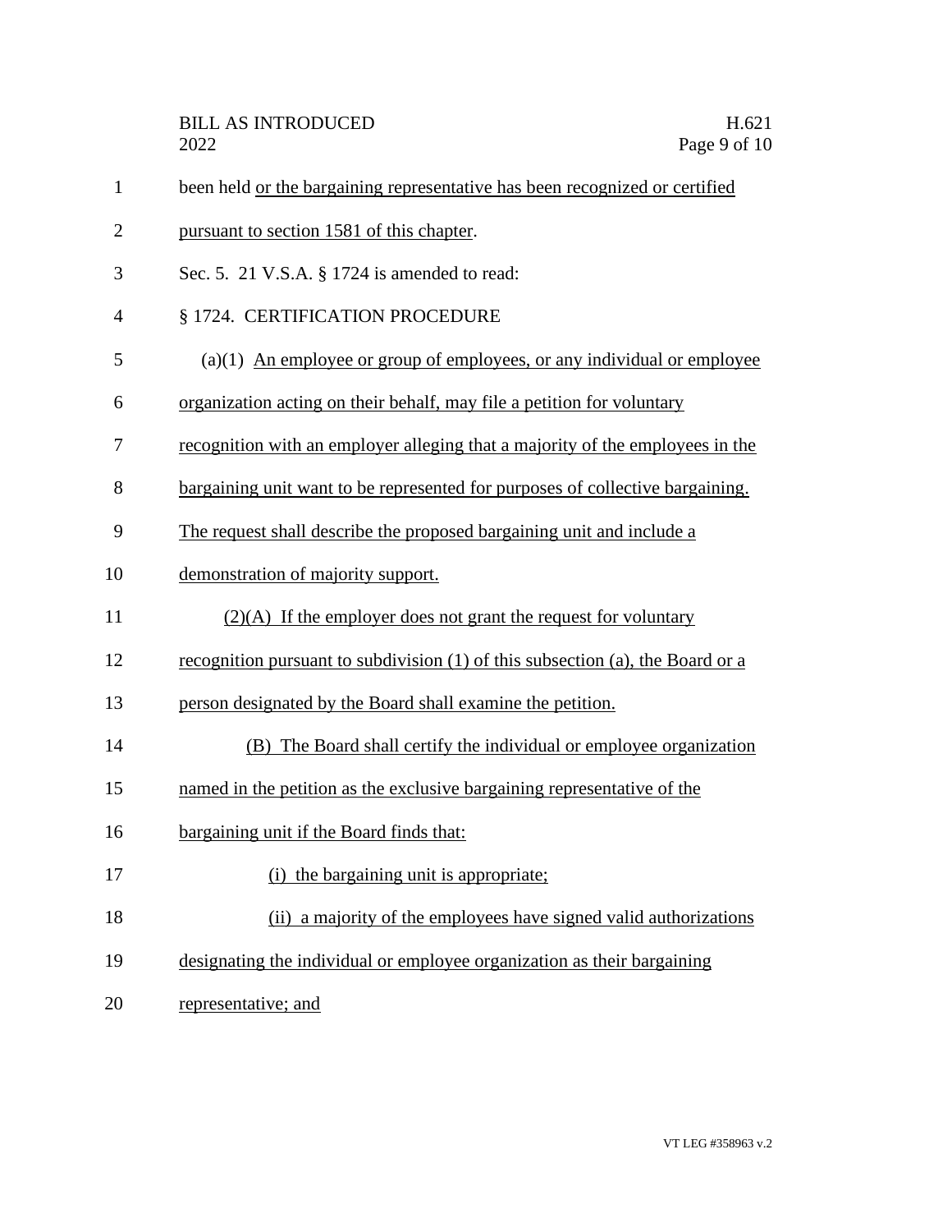been held or the bargaining representative has been recognized or certified pursuant to section 1581 of this chapter.

Sec. 5. 21 V.S.A. § 1724 is amended to read:

§ 1724. CERTIFICATION PROCEDURE

(a)(1) An employee or group of employees, or any individual or employee organization acting on their behalf, may file a petition for voluntary recognition with an employer alleging that a majority of the employees in the bargaining unit want to be represented for purposes of collective bargaining. The request shall describe the proposed bargaining unit and include a demonstration of majority support.

(2)(A) If the employer does not grant the request for voluntary recognition pursuant to subdivision (1) of this subsection (a), the Board or a person designated by the Board shall examine the petition.

(B) The Board shall certify the individual or employee organization named in the petition as the exclusive bargaining representative of the bargaining unit if the Board finds that:

(i) the bargaining unit is appropriate;

(ii) a majority of the employees have signed valid authorizations designating the individual or employee organization as their bargaining representative; and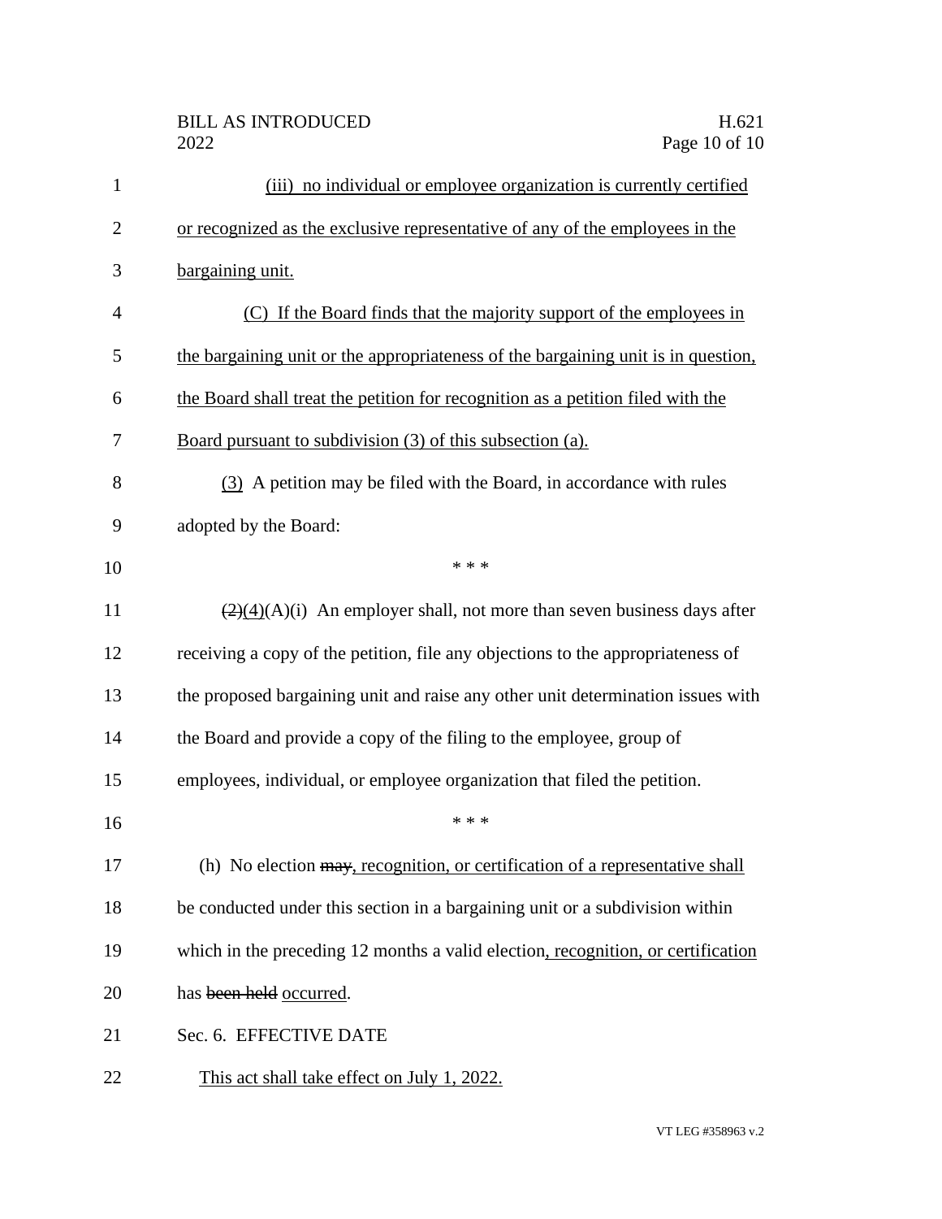(iii) no individual or employee organization is currently certified or recognized as the exclusive representative of any of the employees in the bargaining unit.

(C) If the Board finds that the majority support of the employees in the bargaining unit or the appropriateness of the bargaining unit is in question, the Board shall treat the petition for recognition as a petition filed with the Board pursuant to subdivision (3) of this subsection (a).

(3) A petition may be filed with the Board, in accordance with rules adopted by the Board:

\* \* \*

~~(2)~~(4)(A)(i) An employer shall, not more than seven business days after receiving a copy of the petition, file any objections to the appropriateness of the proposed bargaining unit and raise any other unit determination issues with the Board and provide a copy of the filing to the employee, group of employees, individual, or employee organization that filed the petition.

\* \* \*

(h) No election ~~may~~, recognition, or certification of a representative shall be conducted under this section in a bargaining unit or a subdivision within which in the preceding 12 months a valid election, recognition, or certification has ~~been held~~ occurred.

Sec. 6. EFFECTIVE DATE

This act shall take effect on July 1, 2022.